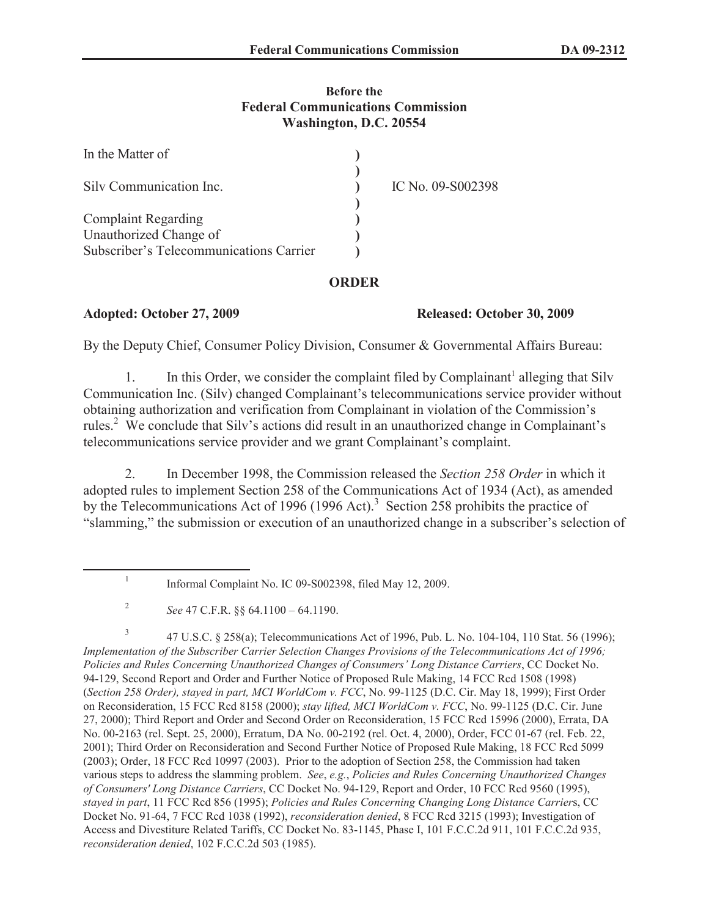**Before the**
**Federal Communications Commission**
**Washington, D.C. 20554**

| | | |
|---|---|---|
| In the Matter of | ) | |
| | ) | |
| Silv Communication Inc. | ) | IC No. 09-S002398 |
| | ) | |
| Complaint Regarding | ) | |
| Unauthorized Change of | ) | |
| Subscriber's Telecommunications Carrier | ) | |

**ORDER**

**Adopted: October 27, 2009** **Released: October 30, 2009**

By the Deputy Chief, Consumer Policy Division, Consumer & Governmental Affairs Bureau:

1. In this Order, we consider the complaint filed by Complainant[1] alleging that Silv Communication Inc. (Silv) changed Complainant's telecommunications service provider without obtaining authorization and verification from Complainant in violation of the Commission's rules.[2] We conclude that Silv's actions did result in an unauthorized change in Complainant's telecommunications service provider and we grant Complainant's complaint.

2. In December 1998, the Commission released the *Section 258 Order* in which it adopted rules to implement Section 258 of the Communications Act of 1934 (Act), as amended by the Telecommunications Act of 1996 (1996 Act).[3] Section 258 prohibits the practice of "slamming," the submission or execution of an unauthorized change in a subscriber's selection of

---

[1] Informal Complaint No. IC 09-S002398, filed May 12, 2009.

[2] *See* 47 C.F.R. §§ 64.1100 – 64.1190.

[3] 47 U.S.C. § 258(a); Telecommunications Act of 1996, Pub. L. No. 104-104, 110 Stat. 56 (1996); *Implementation of the Subscriber Carrier Selection Changes Provisions of the Telecommunications Act of 1996; Policies and Rules Concerning Unauthorized Changes of Consumers' Long Distance Carriers*, CC Docket No. 94-129, Second Report and Order and Further Notice of Proposed Rule Making, 14 FCC Rcd 1508 (1998) (*Section 258 Order), stayed in part, MCI WorldCom v. FCC*, No. 99-1125 (D.C. Cir. May 18, 1999); First Order on Reconsideration, 15 FCC Rcd 8158 (2000); *stay lifted, MCI WorldCom v. FCC*, No. 99-1125 (D.C. Cir. June 27, 2000); Third Report and Order and Second Order on Reconsideration, 15 FCC Rcd 15996 (2000), Errata, DA No. 00-2163 (rel. Sept. 25, 2000), Erratum, DA No. 00-2192 (rel. Oct. 4, 2000), Order, FCC 01-67 (rel. Feb. 22, 2001); Third Order on Reconsideration and Second Further Notice of Proposed Rule Making, 18 FCC Rcd 5099 (2003); Order, 18 FCC Rcd 10997 (2003). Prior to the adoption of Section 258, the Commission had taken various steps to address the slamming problem. *See*, *e.g.*, *Policies and Rules Concerning Unauthorized Changes of Consumers' Long Distance Carriers*, CC Docket No. 94-129, Report and Order, 10 FCC Rcd 9560 (1995), *stayed in part*, 11 FCC Rcd 856 (1995); *Policies and Rules Concerning Changing Long Distance Carrier*s, CC Docket No. 91-64, 7 FCC Rcd 1038 (1992), *reconsideration denied*, 8 FCC Rcd 3215 (1993); Investigation of Access and Divestiture Related Tariffs, CC Docket No. 83-1145, Phase I, 101 F.C.C.2d 911, 101 F.C.C.2d 935, *reconsideration denied*, 102 F.C.C.2d 503 (1985).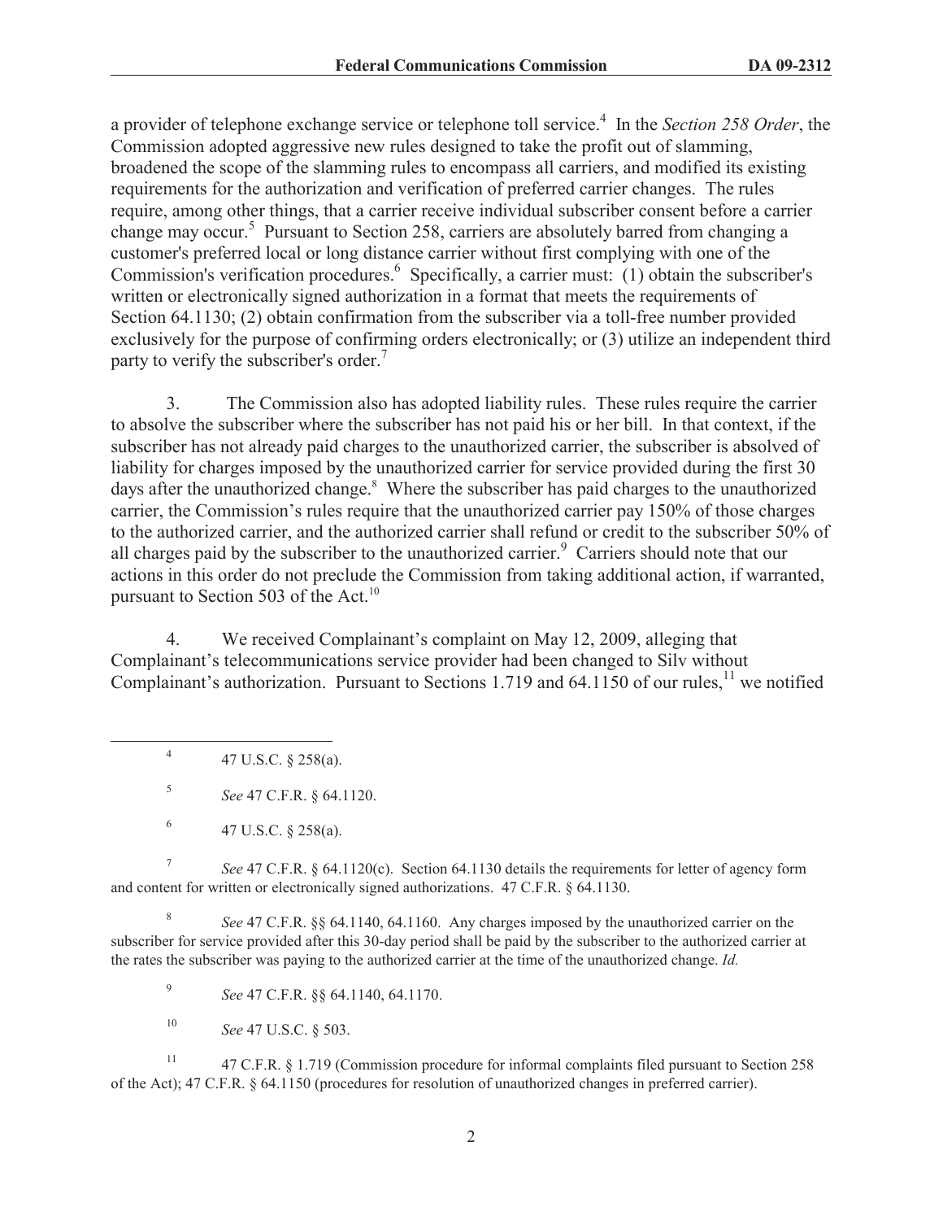a provider of telephone exchange service or telephone toll service.[4] In the *Section 258 Order*, the Commission adopted aggressive new rules designed to take the profit out of slamming, broadened the scope of the slamming rules to encompass all carriers, and modified its existing requirements for the authorization and verification of preferred carrier changes. The rules require, among other things, that a carrier receive individual subscriber consent before a carrier change may occur.[5] Pursuant to Section 258, carriers are absolutely barred from changing a customer's preferred local or long distance carrier without first complying with one of the Commission's verification procedures.[6] Specifically, a carrier must: (1) obtain the subscriber's written or electronically signed authorization in a format that meets the requirements of Section 64.1130; (2) obtain confirmation from the subscriber via a toll-free number provided exclusively for the purpose of confirming orders electronically; or (3) utilize an independent third party to verify the subscriber's order.[7]

3. The Commission also has adopted liability rules. These rules require the carrier to absolve the subscriber where the subscriber has not paid his or her bill. In that context, if the subscriber has not already paid charges to the unauthorized carrier, the subscriber is absolved of liability for charges imposed by the unauthorized carrier for service provided during the first 30 days after the unauthorized change.[8] Where the subscriber has paid charges to the unauthorized carrier, the Commission's rules require that the unauthorized carrier pay 150% of those charges to the authorized carrier, and the authorized carrier shall refund or credit to the subscriber 50% of all charges paid by the subscriber to the unauthorized carrier.[9] Carriers should note that our actions in this order do not preclude the Commission from taking additional action, if warranted, pursuant to Section 503 of the Act.[10]

4. We received Complainant's complaint on May 12, 2009, alleging that Complainant's telecommunications service provider had been changed to Silv without Complainant's authorization. Pursuant to Sections 1.719 and 64.1150 of our rules,[11] we notified

[4] 47 U.S.C. § 258(a).

[5] *See* 47 C.F.R. § 64.1120.

[6] 47 U.S.C. § 258(a).

[7] *See* 47 C.F.R. § 64.1120(c). Section 64.1130 details the requirements for letter of agency form and content for written or electronically signed authorizations. 47 C.F.R. § 64.1130.

[8] *See* 47 C.F.R. §§ 64.1140, 64.1160. Any charges imposed by the unauthorized carrier on the subscriber for service provided after this 30-day period shall be paid by the subscriber to the authorized carrier at the rates the subscriber was paying to the authorized carrier at the time of the unauthorized change. *Id.*

[9] *See* 47 C.F.R. §§ 64.1140, 64.1170.

[10] *See* 47 U.S.C. § 503.

[11] 47 C.F.R. § 1.719 (Commission procedure for informal complaints filed pursuant to Section 258 of the Act); 47 C.F.R. § 64.1150 (procedures for resolution of unauthorized changes in preferred carrier).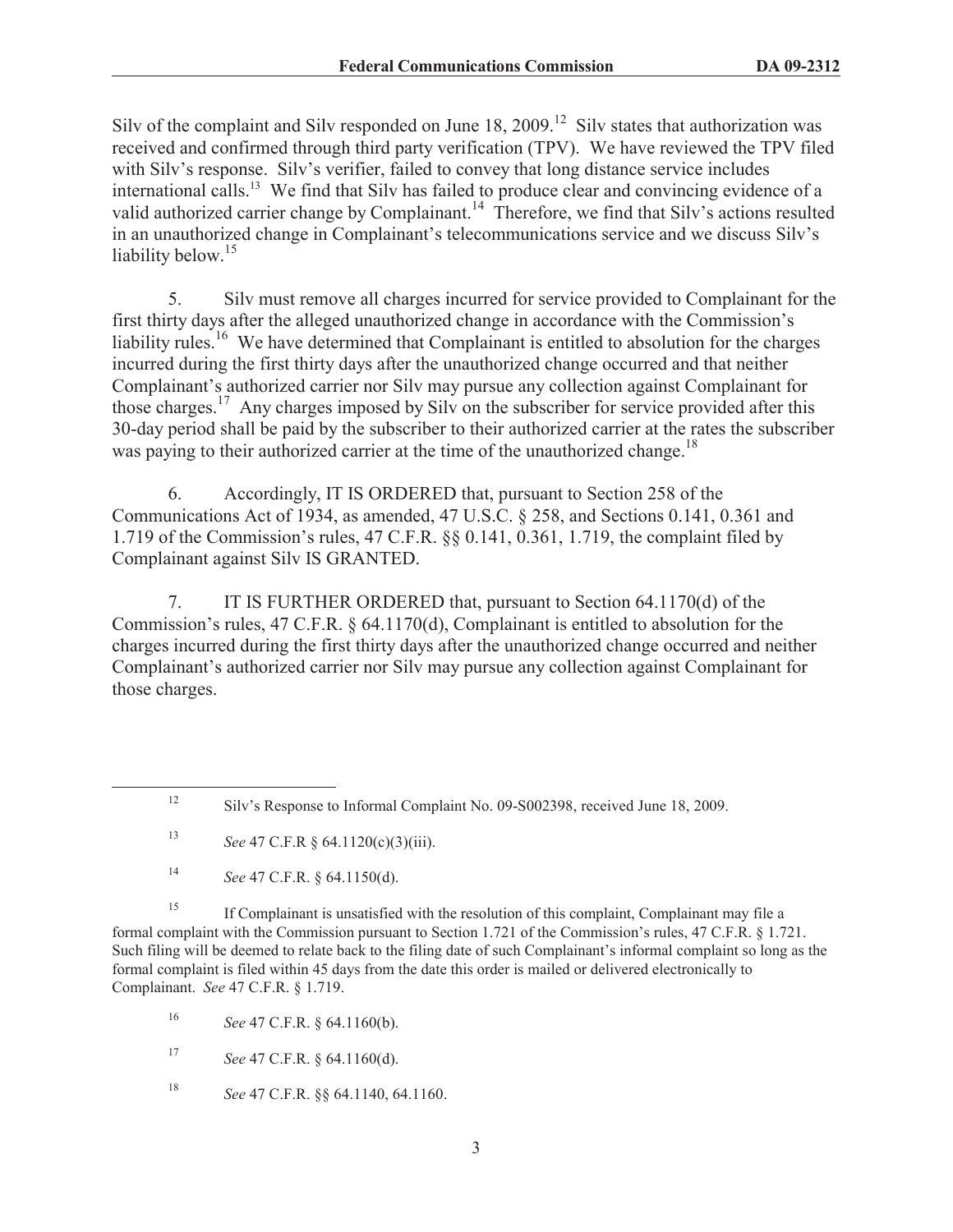Silv of the complaint and Silv responded on June 18, 2009.[12] Silv states that authorization was received and confirmed through third party verification (TPV). We have reviewed the TPV filed with Silv's response. Silv's verifier, failed to convey that long distance service includes international calls.[13] We find that Silv has failed to produce clear and convincing evidence of a valid authorized carrier change by Complainant.[14] Therefore, we find that Silv's actions resulted in an unauthorized change in Complainant's telecommunications service and we discuss Silv's liability below.[15]

5. Silv must remove all charges incurred for service provided to Complainant for the first thirty days after the alleged unauthorized change in accordance with the Commission's liability rules.[16] We have determined that Complainant is entitled to absolution for the charges incurred during the first thirty days after the unauthorized change occurred and that neither Complainant's authorized carrier nor Silv may pursue any collection against Complainant for those charges.[17] Any charges imposed by Silv on the subscriber for service provided after this 30-day period shall be paid by the subscriber to their authorized carrier at the rates the subscriber was paying to their authorized carrier at the time of the unauthorized change.[18]

6. Accordingly, IT IS ORDERED that, pursuant to Section 258 of the Communications Act of 1934, as amended, 47 U.S.C. § 258, and Sections 0.141, 0.361 and 1.719 of the Commission's rules, 47 C.F.R. §§ 0.141, 0.361, 1.719, the complaint filed by Complainant against Silv IS GRANTED.

7. IT IS FURTHER ORDERED that, pursuant to Section 64.1170(d) of the Commission's rules, 47 C.F.R. § 64.1170(d), Complainant is entitled to absolution for the charges incurred during the first thirty days after the unauthorized change occurred and neither Complainant's authorized carrier nor Silv may pursue any collection against Complainant for those charges.

---

[12] Silv's Response to Informal Complaint No. 09-S002398, received June 18, 2009.

[13] *See* 47 C.F.R § 64.1120(c)(3)(iii).

[14] *See* 47 C.F.R. § 64.1150(d).

[15] If Complainant is unsatisfied with the resolution of this complaint, Complainant may file a formal complaint with the Commission pursuant to Section 1.721 of the Commission's rules, 47 C.F.R. § 1.721. Such filing will be deemed to relate back to the filing date of such Complainant's informal complaint so long as the formal complaint is filed within 45 days from the date this order is mailed or delivered electronically to Complainant. *See* 47 C.F.R. § 1.719.

[16] *See* 47 C.F.R. § 64.1160(b).

[17] *See* 47 C.F.R. § 64.1160(d).

[18] *See* 47 C.F.R. §§ 64.1140, 64.1160.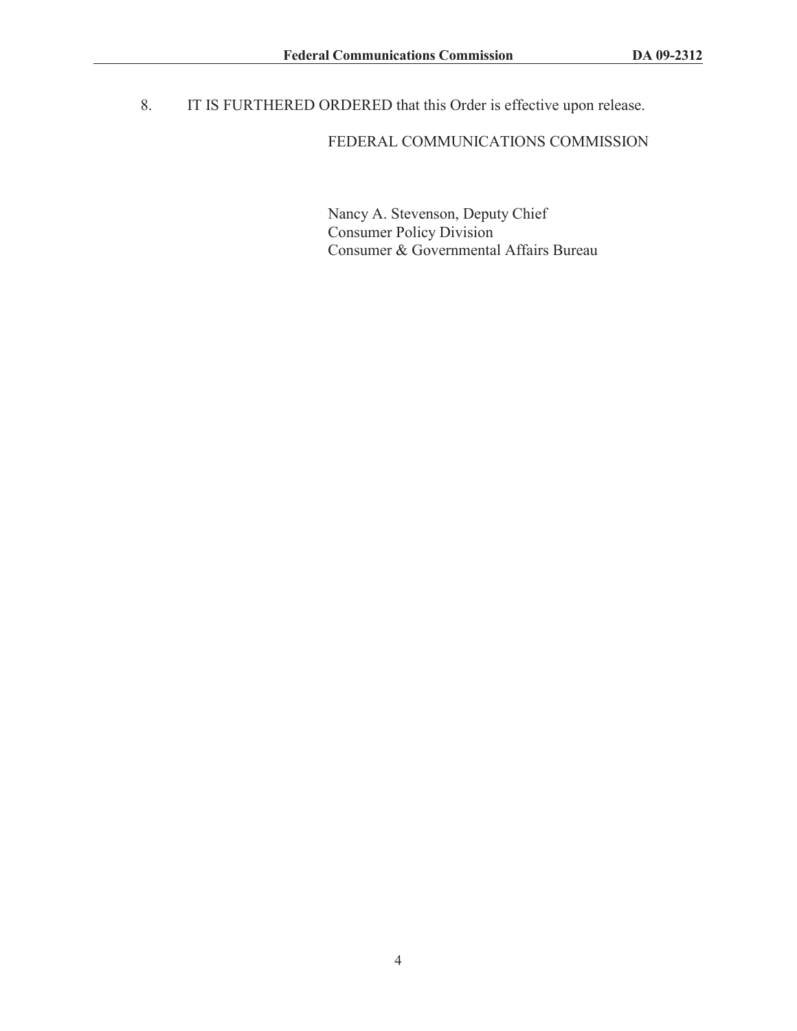8. IT IS FURTHERED ORDERED that this Order is effective upon release.

FEDERAL COMMUNICATIONS COMMISSION

Nancy A. Stevenson, Deputy Chief
Consumer Policy Division
Consumer & Governmental Affairs Bureau